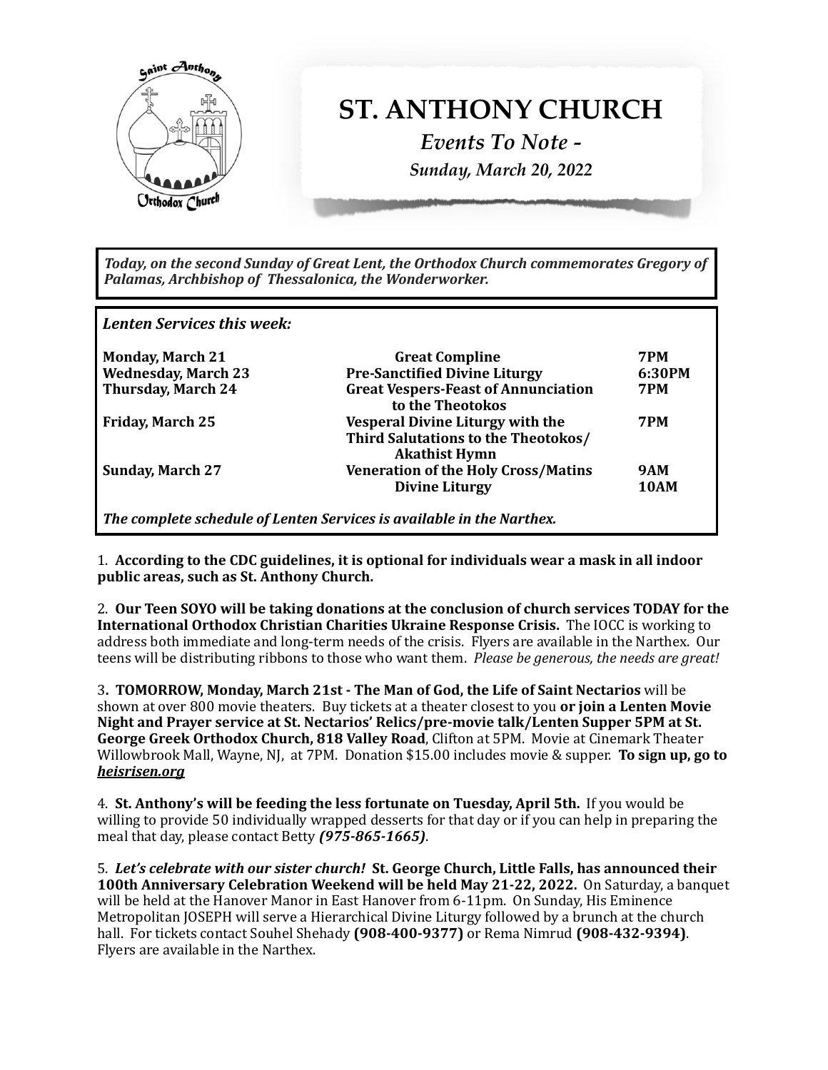# ST. ANTHONY CHURCH

*Events To Note -*

*Sunday, March 20, 2022*

***Today, on the second Sunday of Great Lent, the Orthodox Church commemorates Gregory of Palamas, Archbishop of Thessalonica, the Wonderworker.***

***Lenten Services this week:***

| | | |
|---|---|---|
| **Monday, March 21** | **Great Compline** | **7PM** |
| **Wednesday, March 23** | **Pre-Sanctified Divine Liturgy** | **6:30PM** |
| **Thursday, March 24** | **Great Vespers-Feast of Annunciation to the Theotokos** | **7PM** |
| **Friday, March 25** | **Vesperal Divine Liturgy with the Third Salutations to the Theotokos/ Akathist Hymn** | **7PM** |
| **Sunday, March 27** | **Veneration of the Holy Cross/Matins** | **9AM** |
| | **Divine Liturgy** | **10AM** |

***The complete schedule of Lenten Services is available in the Narthex.***

1. **According to the CDC guidelines, it is optional for individuals wear a mask in all indoor public areas, such as St. Anthony Church.**

2. **Our Teen SOYO will be taking donations at the conclusion of church services TODAY for the International Orthodox Christian Charities Ukraine Response Crisis.** The IOCC is working to address both immediate and long-term needs of the crisis. Flyers are available in the Narthex. Our teens will be distributing ribbons to those who want them. *Please be generous, the needs are great!*

3. **TOMORROW, Monday, March 21st - The Man of God, the Life of Saint Nectarios** will be shown at over 800 movie theaters. Buy tickets at a theater closest to you **or join a Lenten Movie Night and Prayer service at St. Nectarios' Relics/pre-movie talk/Lenten Supper 5PM at St. George Greek Orthodox Church, 818 Valley Road**, Clifton at 5PM. Movie at Cinemark Theater Willowbrook Mall, Wayne, NJ, at 7PM. Donation $15.00 includes movie & supper. **To sign up, go to *heisrisen.org***

4. **St. Anthony's will be feeding the less fortunate on Tuesday, April 5th.** If you would be willing to provide 50 individually wrapped desserts for that day or if you can help in preparing the meal that day, please contact Betty ***(975-865-1665)***.

5. ***Let's celebrate with our sister church!*** **St. George Church, Little Falls, has announced their 100th Anniversary Celebration Weekend will be held May 21-22, 2022.** On Saturday, a banquet will be held at the Hanover Manor in East Hanover from 6-11pm. On Sunday, His Eminence Metropolitan JOSEPH will serve a Hierarchical Divine Liturgy followed by a brunch at the church hall. For tickets contact Souhel Shehady **(908-400-9377)** or Rema Nimrud **(908-432-9394)**. Flyers are available in the Narthex.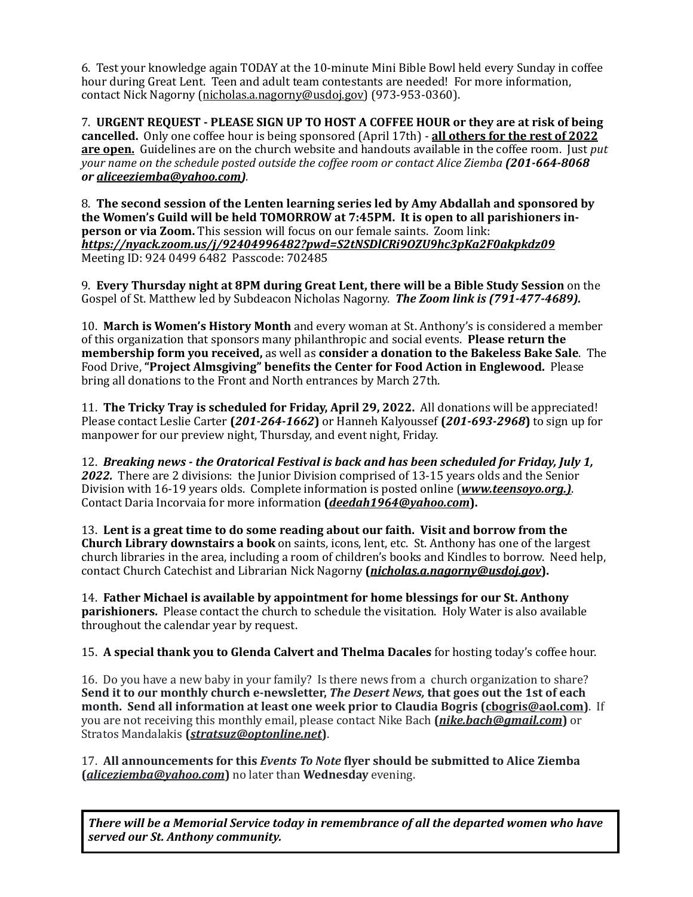6. Test your knowledge again TODAY at the 10-minute Mini Bible Bowl held every Sunday in coffee hour during Great Lent. Teen and adult team contestants are needed! For more information, contact Nick Nagorny (nicholas.a.nagorny@usdoj.gov) (973-953-0360).

7. **URGENT REQUEST - PLEASE SIGN UP TO HOST A COFFEE HOUR or they are at risk of being cancelled.** Only one coffee hour is being sponsored (April 17th) - **all others for the rest of 2022 are open.** Guidelines are on the church website and handouts available in the coffee room. Just *put your name on the schedule posted outside the coffee room or contact Alice Ziemba* ***(201-664-8068 or aliceeziemba@yahoo.com)***.

8. **The second session of the Lenten learning series led by Amy Abdallah and sponsored by the Women's Guild will be held TOMORROW at 7:45PM. It is open to all parishioners in-person or via Zoom.** This session will focus on our female saints. Zoom link: ***https://nyack.zoom.us/j/92404996482?pwd=S2tNSDlCRi9OZU9hc3pKa2F0akpkdz09***
Meeting ID: 924 0499 6482 Passcode: 702485

9. **Every Thursday night at 8PM during Great Lent, there will be a Bible Study Session** on the Gospel of St. Matthew led by Subdeacon Nicholas Nagorny. ***The Zoom link is (791-477-4689).***

10. **March is Women's History Month** and every woman at St. Anthony's is considered a member of this organization that sponsors many philanthropic and social events. **Please return the membership form you received,** as well as **consider a donation to the Bakeless Bake Sale**. The Food Drive, **"Project Almsgiving" benefits the Center for Food Action in Englewood.** Please bring all donations to the Front and North entrances by March 27th.

11. **The Tricky Tray is scheduled for Friday, April 29, 2022.** All donations will be appreciated! Please contact Leslie Carter **(*201-264-1662*)** or Hanneh Kalyoussef **(*201-693-2968*)** to sign up for manpower for our preview night, Thursday, and event night, Friday.

12. ***Breaking news - the Oratorical Festival is back and has been scheduled for Friday, July 1, 2022.*** There are 2 divisions: the Junior Division comprised of 13-15 years olds and the Senior Division with 16-19 years olds. Complete information is posted online (***www.teensoyo.org.)***. Contact Daria Incorvaia for more information **(*deedah1964@yahoo.com*).**

13. **Lent is a great time to do some reading about our faith. Visit and borrow from the Church Library downstairs a book** on saints, icons, lent, etc. St. Anthony has one of the largest church libraries in the area, including a room of children's books and Kindles to borrow. Need help, contact Church Catechist and Librarian Nick Nagorny **(*nicholas.a.nagorny@usdoj.gov*).**

14. **Father Michael is available by appointment for home blessings for our St. Anthony parishioners.** Please contact the church to schedule the visitation. Holy Water is also available throughout the calendar year by request.

15. **A special thank you to Glenda Calvert and Thelma Dacales** for hosting today's coffee hour.

16. Do you have a new baby in your family? Is there news from a church organization to share? **Send it to our monthly church e-newsletter, *The Desert News,* that goes out the 1st of each month. Send all information at least one week prior to Claudia Bogris (cbogris@aol.com)**. If you are not receiving this monthly email, please contact Nike Bach **(*nike.bach@gmail.com*)** or Stratos Mandalakis **(*stratsuz@optonline.net*)**.

17. **All announcements for this *Events To Note* flyer should be submitted to Alice Ziemba (*aliceziemba@yahoo.com*)** no later than **Wednesday** evening.

***There will be a Memorial Service today in remembrance of all the departed women who have served our St. Anthony community.***